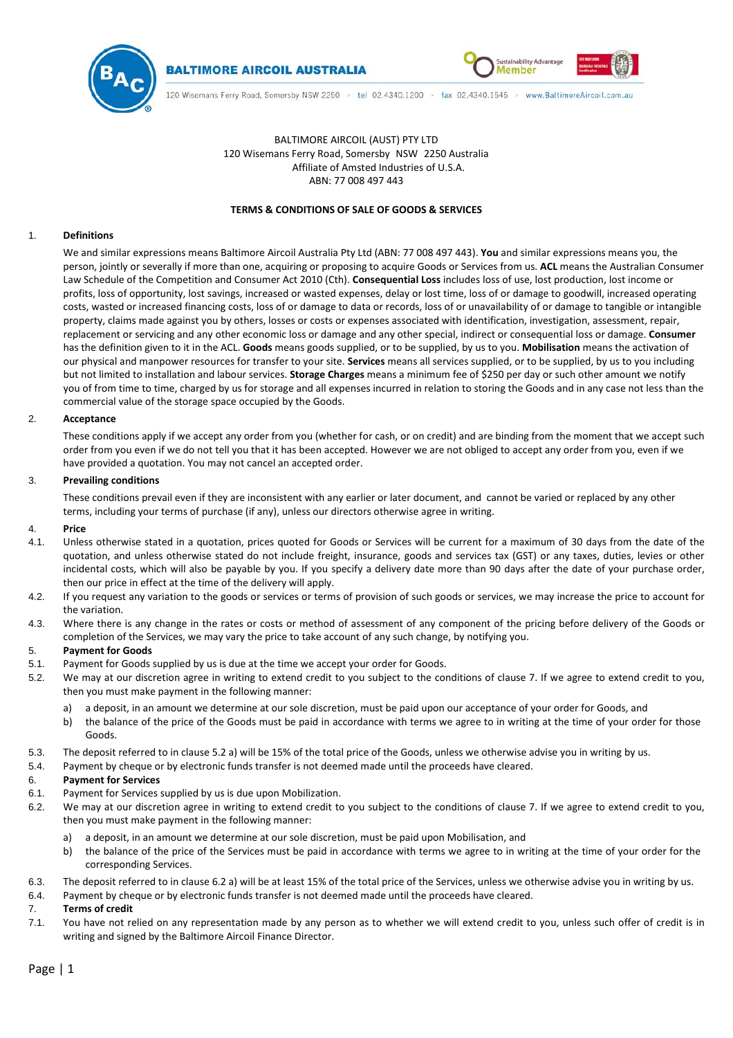**BALTIMORE AIRCOIL AUSTRALIA**

120 Wisemans Ferry Road, Somersby NSW 2250 > tel 02.4340.1200 > fax 02.4340.1545 > www.BaltimoreAircoil.com.au

BALTIMORE AIRCOIL (AUST) PTY LTD
120 Wisemans Ferry Road, Somersby NSW 2250 Australia
Affiliate of Amsted Industries of U.S.A.
ABN: 77 008 497 443

## TERMS & CONDITIONS OF SALE OF GOODS & SERVICES

### 1. Definitions

We and similar expressions means Baltimore Aircoil Australia Pty Ltd (ABN: 77 008 497 443). **You** and similar expressions means you, the person, jointly or severally if more than one, acquiring or proposing to acquire Goods or Services from us. **ACL** means the Australian Consumer Law Schedule of the Competition and Consumer Act 2010 (Cth). **Consequential Loss** includes loss of use, lost production, lost income or profits, loss of opportunity, lost savings, increased or wasted expenses, delay or lost time, loss of or damage to goodwill, increased operating costs, wasted or increased financing costs, loss of or damage to data or records, loss of or unavailability of or damage to tangible or intangible property, claims made against you by others, losses or costs or expenses associated with identification, investigation, assessment, repair, replacement or servicing and any other economic loss or damage and any other special, indirect or consequential loss or damage. **Consumer** has the definition given to it in the ACL. **Goods** means goods supplied, or to be supplied, by us to you. **Mobilisation** means the activation of our physical and manpower resources for transfer to your site. **Services** means all services supplied, or to be supplied, by us to you including but not limited to installation and labour services. **Storage Charges** means a minimum fee of $250 per day or such other amount we notify you of from time to time, charged by us for storage and all expenses incurred in relation to storing the Goods and in any case not less than the commercial value of the storage space occupied by the Goods.

### 2. Acceptance

These conditions apply if we accept any order from you (whether for cash, or on credit) and are binding from the moment that we accept such order from you even if we do not tell you that it has been accepted. However we are not obliged to accept any order from you, even if we have provided a quotation. You may not cancel an accepted order.

### 3. Prevailing conditions

These conditions prevail even if they are inconsistent with any earlier or later document, and cannot be varied or replaced by any other terms, including your terms of purchase (if any), unless our directors otherwise agree in writing.

### 4. Price

4.1. Unless otherwise stated in a quotation, prices quoted for Goods or Services will be current for a maximum of 30 days from the date of the quotation, and unless otherwise stated do not include freight, insurance, goods and services tax (GST) or any taxes, duties, levies or other incidental costs, which will also be payable by you. If you specify a delivery date more than 90 days after the date of your purchase order, then our price in effect at the time of the delivery will apply.

4.2. If you request any variation to the goods or services or terms of provision of such goods or services, we may increase the price to account for the variation.

4.3. Where there is any change in the rates or costs or method of assessment of any component of the pricing before delivery of the Goods or completion of the Services, we may vary the price to take account of any such change, by notifying you.

### 5. Payment for Goods

5.1. Payment for Goods supplied by us is due at the time we accept your order for Goods.

5.2. We may at our discretion agree in writing to extend credit to you subject to the conditions of clause 7. If we agree to extend credit to you, then you must make payment in the following manner:

a) a deposit, in an amount we determine at our sole discretion, must be paid upon our acceptance of your order for Goods, and

b) the balance of the price of the Goods must be paid in accordance with terms we agree to in writing at the time of your order for those Goods.

5.3. The deposit referred to in clause 5.2 a) will be 15% of the total price of the Goods, unless we otherwise advise you in writing by us.

5.4. Payment by cheque or by electronic funds transfer is not deemed made until the proceeds have cleared.

### 6. Payment for Services

6.1. Payment for Services supplied by us is due upon Mobilization.

6.2. We may at our discretion agree in writing to extend credit to you subject to the conditions of clause 7. If we agree to extend credit to you, then you must make payment in the following manner:

a) a deposit, in an amount we determine at our sole discretion, must be paid upon Mobilisation, and

b) the balance of the price of the Services must be paid in accordance with terms we agree to in writing at the time of your order for the corresponding Services.

6.3. The deposit referred to in clause 6.2 a) will be at least 15% of the total price of the Services, unless we otherwise advise you in writing by us.

6.4. Payment by cheque or by electronic funds transfer is not deemed made until the proceeds have cleared.

### 7. Terms of credit

7.1. You have not relied on any representation made by any person as to whether we will extend credit to you, unless such offer of credit is in writing and signed by the Baltimore Aircoil Finance Director.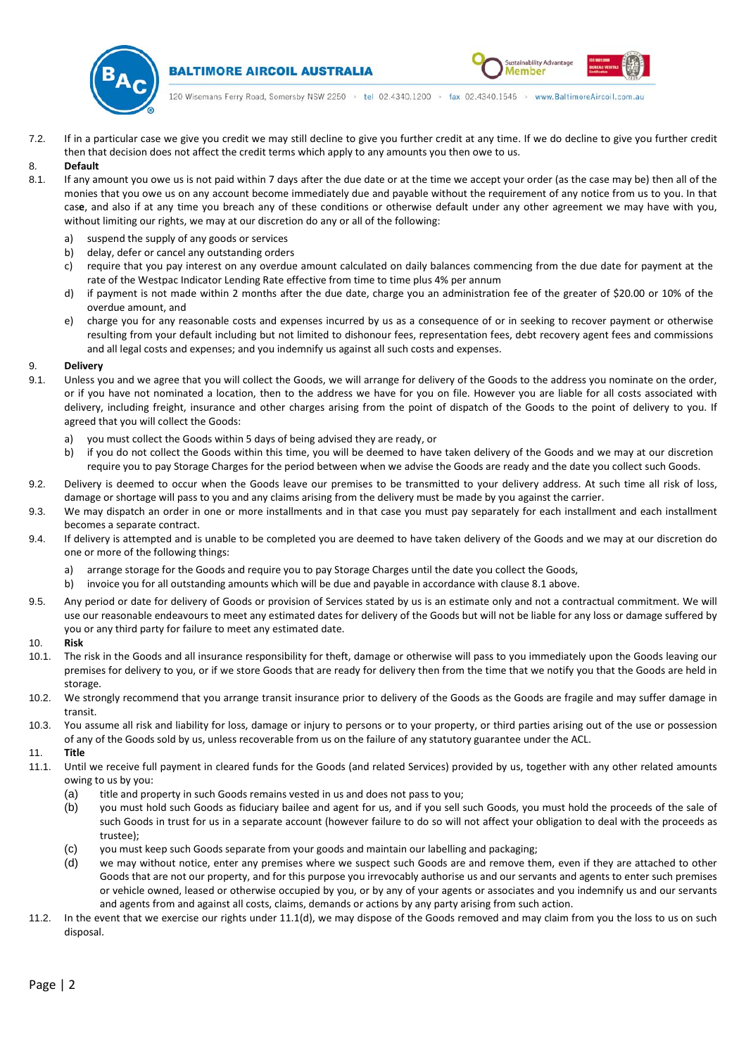7.2. If in a particular case we give you credit we may still decline to give you further credit at any time. If we do decline to give you further credit then that decision does not affect the credit terms which apply to any amounts you then owe to us.

**8. Default**

8.1. If any amount you owe us is not paid within 7 days after the due date or at the time we accept your order (as the case may be) then all of the monies that you owe us on any account become immediately due and payable without the requirement of any notice from us to you. In that case, and also if at any time you breach any of these conditions or otherwise default under any other agreement we may have with you, without limiting our rights, we may at our discretion do any or all of the following:

a) suspend the supply of any goods or services

b) delay, defer or cancel any outstanding orders

c) require that you pay interest on any overdue amount calculated on daily balances commencing from the due date for payment at the rate of the Westpac Indicator Lending Rate effective from time to time plus 4% per annum

d) if payment is not made within 2 months after the due date, charge you an administration fee of the greater of $20.00 or 10% of the overdue amount, and

e) charge you for any reasonable costs and expenses incurred by us as a consequence of or in seeking to recover payment or otherwise resulting from your default including but not limited to dishonour fees, representation fees, debt recovery agent fees and commissions and all legal costs and expenses; and you indemnify us against all such costs and expenses.

**9. Delivery**

9.1. Unless you and we agree that you will collect the Goods, we will arrange for delivery of the Goods to the address you nominate on the order, or if you have not nominated a location, then to the address we have for you on file. However you are liable for all costs associated with delivery, including freight, insurance and other charges arising from the point of dispatch of the Goods to the point of delivery to you. If agreed that you will collect the Goods:

a) you must collect the Goods within 5 days of being advised they are ready, or

b) if you do not collect the Goods within this time, you will be deemed to have taken delivery of the Goods and we may at our discretion require you to pay Storage Charges for the period between when we advise the Goods are ready and the date you collect such Goods.

9.2. Delivery is deemed to occur when the Goods leave our premises to be transmitted to your delivery address. At such time all risk of loss, damage or shortage will pass to you and any claims arising from the delivery must be made by you against the carrier.

9.3. We may dispatch an order in one or more installments and in that case you must pay separately for each installment and each installment becomes a separate contract.

9.4. If delivery is attempted and is unable to be completed you are deemed to have taken delivery of the Goods and we may at our discretion do one or more of the following things:

a) arrange storage for the Goods and require you to pay Storage Charges until the date you collect the Goods,

b) invoice you for all outstanding amounts which will be due and payable in accordance with clause 8.1 above.

9.5. Any period or date for delivery of Goods or provision of Services stated by us is an estimate only and not a contractual commitment. We will use our reasonable endeavours to meet any estimated dates for delivery of the Goods but will not be liable for any loss or damage suffered by you or any third party for failure to meet any estimated date.

**10. Risk**

10.1. The risk in the Goods and all insurance responsibility for theft, damage or otherwise will pass to you immediately upon the Goods leaving our premises for delivery to you, or if we store Goods that are ready for delivery then from the time that we notify you that the Goods are held in storage.

10.2. We strongly recommend that you arrange transit insurance prior to delivery of the Goods as the Goods are fragile and may suffer damage in transit.

10.3. You assume all risk and liability for loss, damage or injury to persons or to your property, or third parties arising out of the use or possession of any of the Goods sold by us, unless recoverable from us on the failure of any statutory guarantee under the ACL.

**11. Title**

11.1. Until we receive full payment in cleared funds for the Goods (and related Services) provided by us, together with any other related amounts owing to us by you:

(a) title and property in such Goods remains vested in us and does not pass to you;

(b) you must hold such Goods as fiduciary bailee and agent for us, and if you sell such Goods, you must hold the proceeds of the sale of such Goods in trust for us in a separate account (however failure to do so will not affect your obligation to deal with the proceeds as trustee);

(c) you must keep such Goods separate from your goods and maintain our labelling and packaging;

(d) we may without notice, enter any premises where we suspect such Goods are and remove them, even if they are attached to other Goods that are not our property, and for this purpose you irrevocably authorise us and our servants and agents to enter such premises or vehicle owned, leased or otherwise occupied by you, or by any of your agents or associates and you indemnify us and our servants and agents from and against all costs, claims, demands or actions by any party arising from such action.

11.2. In the event that we exercise our rights under 11.1(d), we may dispose of the Goods removed and may claim from you the loss to us on such disposal.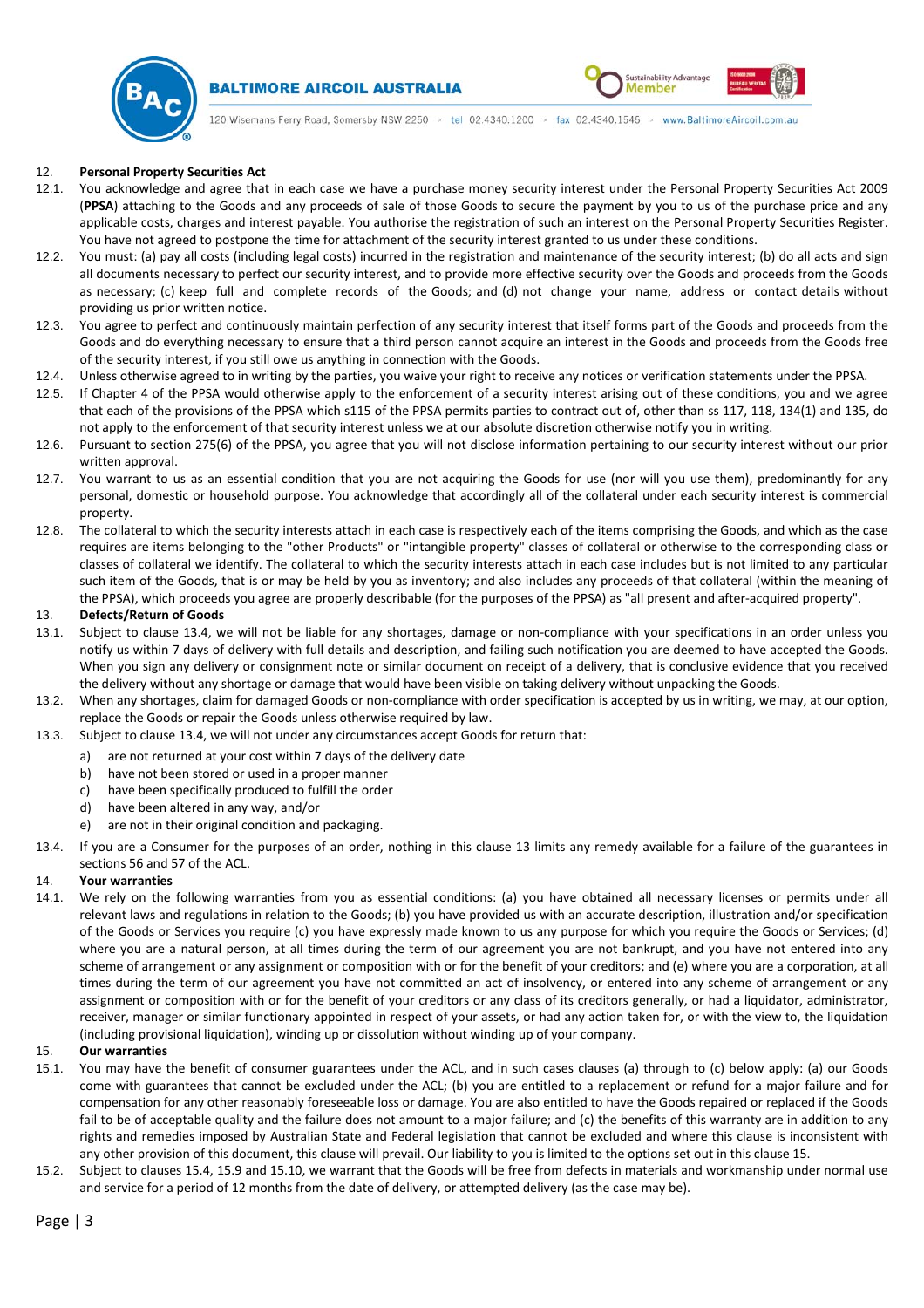## 12. Personal Property Securities Act

12.1. You acknowledge and agree that in each case we have a purchase money security interest under the Personal Property Securities Act 2009 (**PPSA**) attaching to the Goods and any proceeds of sale of those Goods to secure the payment by you to us of the purchase price and any applicable costs, charges and interest payable. You authorise the registration of such an interest on the Personal Property Securities Register. You have not agreed to postpone the time for attachment of the security interest granted to us under these conditions.

12.2. You must: (a) pay all costs (including legal costs) incurred in the registration and maintenance of the security interest; (b) do all acts and sign all documents necessary to perfect our security interest, and to provide more effective security over the Goods and proceeds from the Goods as necessary; (c) keep full and complete records of the Goods; and (d) not change your name, address or contact details without providing us prior written notice.

12.3. You agree to perfect and continuously maintain perfection of any security interest that itself forms part of the Goods and proceeds from the Goods and do everything necessary to ensure that a third person cannot acquire an interest in the Goods and proceeds from the Goods free of the security interest, if you still owe us anything in connection with the Goods.

12.4. Unless otherwise agreed to in writing by the parties, you waive your right to receive any notices or verification statements under the PPSA.

12.5. If Chapter 4 of the PPSA would otherwise apply to the enforcement of a security interest arising out of these conditions, you and we agree that each of the provisions of the PPSA which s115 of the PPSA permits parties to contract out of, other than ss 117, 118, 134(1) and 135, do not apply to the enforcement of that security interest unless we at our absolute discretion otherwise notify you in writing.

12.6. Pursuant to section 275(6) of the PPSA, you agree that you will not disclose information pertaining to our security interest without our prior written approval.

12.7. You warrant to us as an essential condition that you are not acquiring the Goods for use (nor will you use them), predominantly for any personal, domestic or household purpose. You acknowledge that accordingly all of the collateral under each security interest is commercial property.

12.8. The collateral to which the security interests attach in each case is respectively each of the items comprising the Goods, and which as the case requires are items belonging to the "other Products" or "intangible property" classes of collateral or otherwise to the corresponding class or classes of collateral we identify. The collateral to which the security interests attach in each case includes but is not limited to any particular such item of the Goods, that is or may be held by you as inventory; and also includes any proceeds of that collateral (within the meaning of the PPSA), which proceeds you agree are properly describable (for the purposes of the PPSA) as "all present and after-acquired property".

## 13. Defects/Return of Goods

13.1. Subject to clause 13.4, we will not be liable for any shortages, damage or non-compliance with your specifications in an order unless you notify us within 7 days of delivery with full details and description, and failing such notification you are deemed to have accepted the Goods. When you sign any delivery or consignment note or similar document on receipt of a delivery, that is conclusive evidence that you received the delivery without any shortage or damage that would have been visible on taking delivery without unpacking the Goods.

13.2. When any shortages, claim for damaged Goods or non-compliance with order specification is accepted by us in writing, we may, at our option, replace the Goods or repair the Goods unless otherwise required by law.

13.3. Subject to clause 13.4, we will not under any circumstances accept Goods for return that:

a) are not returned at your cost within 7 days of the delivery date
b) have not been stored or used in a proper manner
c) have been specifically produced to fulfill the order
d) have been altered in any way, and/or
e) are not in their original condition and packaging.

13.4. If you are a Consumer for the purposes of an order, nothing in this clause 13 limits any remedy available for a failure of the guarantees in sections 56 and 57 of the ACL.

## 14. Your warranties

14.1. We rely on the following warranties from you as essential conditions: (a) you have obtained all necessary licenses or permits under all relevant laws and regulations in relation to the Goods; (b) you have provided us with an accurate description, illustration and/or specification of the Goods or Services you require (c) you have expressly made known to us any purpose for which you require the Goods or Services; (d) where you are a natural person, at all times during the term of our agreement you are not bankrupt, and you have not entered into any scheme of arrangement or any assignment or composition with or for the benefit of your creditors; and (e) where you are a corporation, at all times during the term of our agreement you have not committed an act of insolvency, or entered into any scheme of arrangement or any assignment or composition with or for the benefit of your creditors or any class of its creditors generally, or had a liquidator, administrator, receiver, manager or similar functionary appointed in respect of your assets, or had any action taken for, or with the view to, the liquidation (including provisional liquidation), winding up or dissolution without winding up of your company.

## 15. Our warranties

15.1. You may have the benefit of consumer guarantees under the ACL, and in such cases clauses (a) through to (c) below apply: (a) our Goods come with guarantees that cannot be excluded under the ACL; (b) you are entitled to a replacement or refund for a major failure and for compensation for any other reasonably foreseeable loss or damage. You are also entitled to have the Goods repaired or replaced if the Goods fail to be of acceptable quality and the failure does not amount to a major failure; and (c) the benefits of this warranty are in addition to any rights and remedies imposed by Australian State and Federal legislation that cannot be excluded and where this clause is inconsistent with any other provision of this document, this clause will prevail. Our liability to you is limited to the options set out in this clause 15.

15.2. Subject to clauses 15.4, 15.9 and 15.10, we warrant that the Goods will be free from defects in materials and workmanship under normal use and service for a period of 12 months from the date of delivery, or attempted delivery (as the case may be).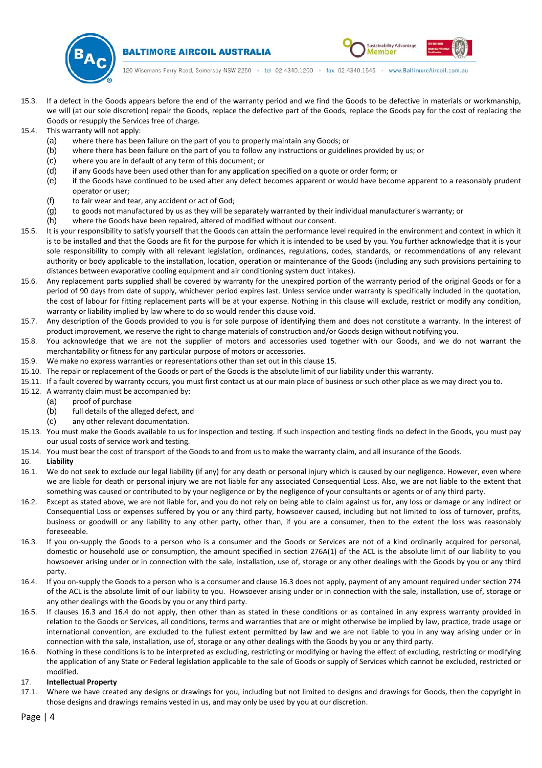15.3. If a defect in the Goods appears before the end of the warranty period and we find the Goods to be defective in materials or workmanship, we will (at our sole discretion) repair the Goods, replace the defective part of the Goods, replace the Goods pay for the cost of replacing the Goods or resupply the Services free of charge.

15.4. This warranty will not apply:

(a) where there has been failure on the part of you to properly maintain any Goods; or
(b) where there has been failure on the part of you to follow any instructions or guidelines provided by us; or
(c) where you are in default of any term of this document; or
(d) if any Goods have been used other than for any application specified on a quote or order form; or
(e) if the Goods have continued to be used after any defect becomes apparent or would have become apparent to a reasonably prudent operator or user;
(f) to fair wear and tear, any accident or act of God;
(g) to goods not manufactured by us as they will be separately warranted by their individual manufacturer's warranty; or
(h) where the Goods have been repaired, altered of modified without our consent.

15.5. It is your responsibility to satisfy yourself that the Goods can attain the performance level required in the environment and context in which it is to be installed and that the Goods are fit for the purpose for which it is intended to be used by you. You further acknowledge that it is your sole responsibility to comply with all relevant legislation, ordinances, regulations, codes, standards, or recommendations of any relevant authority or body applicable to the installation, location, operation or maintenance of the Goods (including any such provisions pertaining to distances between evaporative cooling equipment and air conditioning system duct intakes).

15.6. Any replacement parts supplied shall be covered by warranty for the unexpired portion of the warranty period of the original Goods or for a period of 90 days from date of supply, whichever period expires last. Unless service under warranty is specifically included in the quotation, the cost of labour for fitting replacement parts will be at your expense. Nothing in this clause will exclude, restrict or modify any condition, warranty or liability implied by law where to do so would render this clause void.

15.7. Any description of the Goods provided to you is for sole purpose of identifying them and does not constitute a warranty. In the interest of product improvement, we reserve the right to change materials of construction and/or Goods design without notifying you.

15.8. You acknowledge that we are not the supplier of motors and accessories used together with our Goods, and we do not warrant the merchantability or fitness for any particular purpose of motors or accessories.

15.9. We make no express warranties or representations other than set out in this clause 15.

15.10. The repair or replacement of the Goods or part of the Goods is the absolute limit of our liability under this warranty.

15.11. If a fault covered by warranty occurs, you must first contact us at our main place of business or such other place as we may direct you to.

15.12. A warranty claim must be accompanied by:

(a) proof of purchase
(b) full details of the alleged defect, and
(c) any other relevant documentation.

15.13. You must make the Goods available to us for inspection and testing. If such inspection and testing finds no defect in the Goods, you must pay our usual costs of service work and testing.

15.14. You must bear the cost of transport of the Goods to and from us to make the warranty claim, and all insurance of the Goods.

16. **Liability**

16.1. We do not seek to exclude our legal liability (if any) for any death or personal injury which is caused by our negligence. However, even where we are liable for death or personal injury we are not liable for any associated Consequential Loss. Also, we are not liable to the extent that something was caused or contributed to by your negligence or by the negligence of your consultants or agents or of any third party.

16.2. Except as stated above, we are not liable for, and you do not rely on being able to claim against us for, any loss or damage or any indirect or Consequential Loss or expenses suffered by you or any third party, howsoever caused, including but not limited to loss of turnover, profits, business or goodwill or any liability to any other party, other than, if you are a consumer, then to the extent the loss was reasonably foreseeable.

16.3. If you on-supply the Goods to a person who is a consumer and the Goods or Services are not of a kind ordinarily acquired for personal, domestic or household use or consumption, the amount specified in section 276A(1) of the ACL is the absolute limit of our liability to you howsoever arising under or in connection with the sale, installation, use of, storage or any other dealings with the Goods by you or any third party.

16.4. If you on-supply the Goods to a person who is a consumer and clause 16.3 does not apply, payment of any amount required under section 274 of the ACL is the absolute limit of our liability to you. Howsoever arising under or in connection with the sale, installation, use of, storage or any other dealings with the Goods by you or any third party.

16.5. If clauses 16.3 and 16.4 do not apply, then other than as stated in these conditions or as contained in any express warranty provided in relation to the Goods or Services, all conditions, terms and warranties that are or might otherwise be implied by law, practice, trade usage or international convention, are excluded to the fullest extent permitted by law and we are not liable to you in any way arising under or in connection with the sale, installation, use of, storage or any other dealings with the Goods by you or any third party.

16.6. Nothing in these conditions is to be interpreted as excluding, restricting or modifying or having the effect of excluding, restricting or modifying the application of any State or Federal legislation applicable to the sale of Goods or supply of Services which cannot be excluded, restricted or modified.

17. **Intellectual Property**

17.1. Where we have created any designs or drawings for you, including but not limited to designs and drawings for Goods, then the copyright in those designs and drawings remains vested in us, and may only be used by you at our discretion.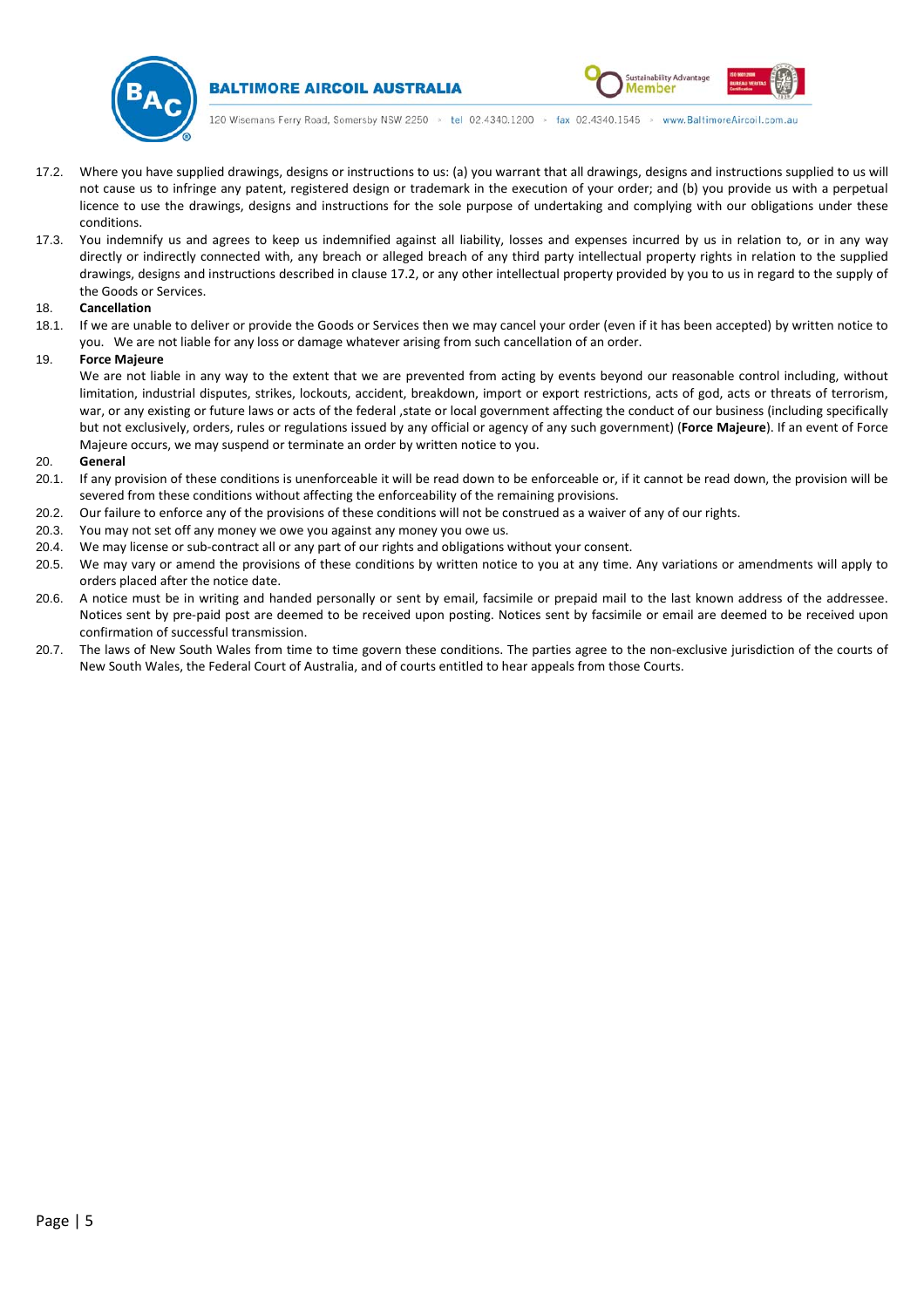17.2. Where you have supplied drawings, designs or instructions to us: (a) you warrant that all drawings, designs and instructions supplied to us will not cause us to infringe any patent, registered design or trademark in the execution of your order; and (b) you provide us with a perpetual licence to use the drawings, designs and instructions for the sole purpose of undertaking and complying with our obligations under these conditions.

17.3. You indemnify us and agrees to keep us indemnified against all liability, losses and expenses incurred by us in relation to, or in any way directly or indirectly connected with, any breach or alleged breach of any third party intellectual property rights in relation to the supplied drawings, designs and instructions described in clause 17.2, or any other intellectual property provided by you to us in regard to the supply of the Goods or Services.

## 18. Cancellation

18.1. If we are unable to deliver or provide the Goods or Services then we may cancel your order (even if it has been accepted) by written notice to you. We are not liable for any loss or damage whatever arising from such cancellation of an order.

## 19. Force Majeure

We are not liable in any way to the extent that we are prevented from acting by events beyond our reasonable control including, without limitation, industrial disputes, strikes, lockouts, accident, breakdown, import or export restrictions, acts of god, acts or threats of terrorism, war, or any existing or future laws or acts of the federal ,state or local government affecting the conduct of our business (including specifically but not exclusively, orders, rules or regulations issued by any official or agency of any such government) (**Force Majeure**). If an event of Force Majeure occurs, we may suspend or terminate an order by written notice to you.

## 20. General

20.1. If any provision of these conditions is unenforceable it will be read down to be enforceable or, if it cannot be read down, the provision will be severed from these conditions without affecting the enforceability of the remaining provisions.

20.2. Our failure to enforce any of the provisions of these conditions will not be construed as a waiver of any of our rights.

20.3. You may not set off any money we owe you against any money you owe us.

20.4. We may license or sub-contract all or any part of our rights and obligations without your consent.

20.5. We may vary or amend the provisions of these conditions by written notice to you at any time. Any variations or amendments will apply to orders placed after the notice date.

20.6. A notice must be in writing and handed personally or sent by email, facsimile or prepaid mail to the last known address of the addressee. Notices sent by pre-paid post are deemed to be received upon posting. Notices sent by facsimile or email are deemed to be received upon confirmation of successful transmission.

20.7. The laws of New South Wales from time to time govern these conditions. The parties agree to the non-exclusive jurisdiction of the courts of New South Wales, the Federal Court of Australia, and of courts entitled to hear appeals from those Courts.